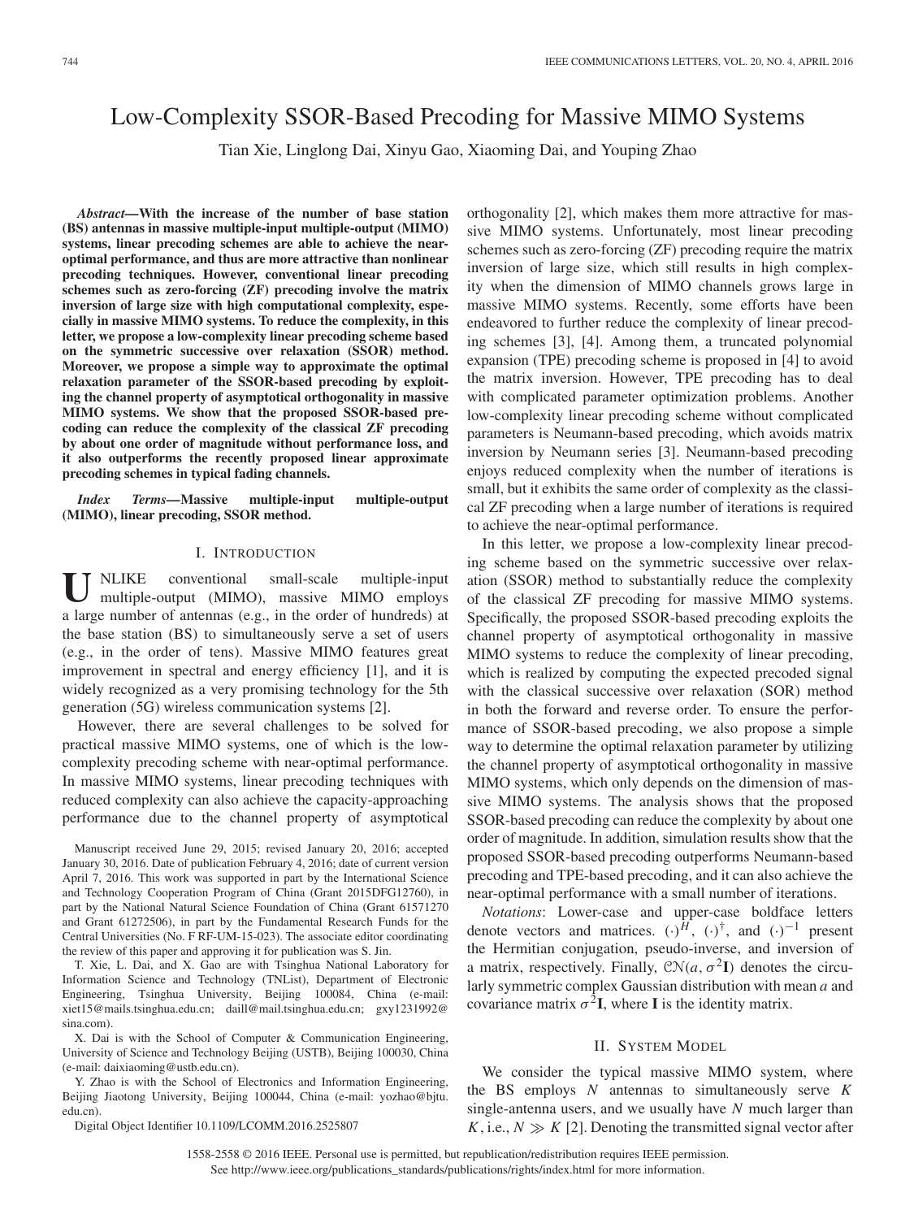# Low-Complexity SSOR-Based Precoding for Massive MIMO Systems

Tian Xie, Linglong Dai, Xinyu Gao, Xiaoming Dai, and Youping Zhao

***Abstract*—With the increase of the number of base station (BS) antennas in massive multiple-input multiple-output (MIMO) systems, linear precoding schemes are able to achieve the near-optimal performance, and thus are more attractive than nonlinear precoding techniques. However, conventional linear precoding schemes such as zero-forcing (ZF) precoding involve the matrix inversion of large size with high computational complexity, especially in massive MIMO systems. To reduce the complexity, in this letter, we propose a low-complexity linear precoding scheme based on the symmetric successive over relaxation (SSOR) method. Moreover, we propose a simple way to approximate the optimal relaxation parameter of the SSOR-based precoding by exploiting the channel property of asymptotical orthogonality in massive MIMO systems. We show that the proposed SSOR-based precoding can reduce the complexity of the classical ZF precoding by about one order of magnitude without performance loss, and it also outperforms the recently proposed linear approximate precoding schemes in typical fading channels.**

***Index Terms*—Massive multiple-input multiple-output (MIMO), linear precoding, SSOR method.**

## I. Introduction

Unlike conventional small-scale multiple-input multiple-output (MIMO), massive MIMO employs a large number of antennas (e.g., in the order of hundreds) at the base station (BS) to simultaneously serve a set of users (e.g., in the order of tens). Massive MIMO features great improvement in spectral and energy efficiency [1], and it is widely recognized as a very promising technology for the 5th generation (5G) wireless communication systems [2].

However, there are several challenges to be solved for practical massive MIMO systems, one of which is the low-complexity precoding scheme with near-optimal performance. In massive MIMO systems, linear precoding techniques with reduced complexity can also achieve the capacity-approaching performance due to the channel property of asymptotical orthogonality [2], which makes them more attractive for massive MIMO systems. Unfortunately, most linear precoding schemes such as zero-forcing (ZF) precoding require the matrix inversion of large size, which still results in high complexity when the dimension of MIMO channels grows large in massive MIMO systems. Recently, some efforts have been endeavored to further reduce the complexity of linear precoding schemes [3], [4]. Among them, a truncated polynomial expansion (TPE) precoding scheme is proposed in [4] to avoid the matrix inversion. However, TPE precoding has to deal with complicated parameter optimization problems. Another low-complexity linear precoding scheme without complicated parameters is Neumann-based precoding, which avoids matrix inversion by Neumann series [3]. Neumann-based precoding enjoys reduced complexity when the number of iterations is small, but it exhibits the same order of complexity as the classical ZF precoding when a large number of iterations is required to achieve the near-optimal performance.

In this letter, we propose a low-complexity linear precoding scheme based on the symmetric successive over relaxation (SSOR) method to substantially reduce the complexity of the classical ZF precoding for massive MIMO systems. Specifically, the proposed SSOR-based precoding exploits the channel property of asymptotical orthogonality in massive MIMO systems to reduce the complexity of linear precoding, which is realized by computing the expected precoded signal with the classical successive over relaxation (SOR) method in both the forward and reverse order. To ensure the performance of SSOR-based precoding, we also propose a simple way to determine the optimal relaxation parameter by utilizing the channel property of asymptotical orthogonality in massive MIMO systems, which only depends on the dimension of massive MIMO systems. The analysis shows that the proposed SSOR-based precoding can reduce the complexity by about one order of magnitude. In addition, simulation results show that the proposed SSOR-based precoding outperforms Neumann-based precoding and TPE-based precoding, and it can also achieve the near-optimal performance with a small number of iterations.

*Notations*: Lower-case and upper-case boldface letters denote vectors and matrices. $(\cdot)^H$, $(\cdot)^\dagger$, and $(\cdot)^{-1}$ present the Hermitian conjugation, pseudo-inverse, and inversion of a matrix, respectively. Finally, $\mathcal{CN}(a, \sigma^2\mathbf{I})$ denotes the circularly symmetric complex Gaussian distribution with mean $a$ and covariance matrix $\sigma^2\mathbf{I}$, where $\mathbf{I}$ is the identity matrix.

## II. System Model

We consider the typical massive MIMO system, where the BS employs $N$ antennas to simultaneously serve $K$ single-antenna users, and we usually have $N$ much larger than $K$, i.e., $N \gg K$ [2]. Denoting the transmitted signal vector after

---

Manuscript received June 29, 2015; revised January 20, 2016; accepted January 30, 2016. Date of publication February 4, 2016; date of current version April 7, 2016. This work was supported in part by the International Science and Technology Cooperation Program of China (Grant 2015DFG12760), in part by the National Natural Science Foundation of China (Grant 61571270 and Grant 61272506), in part by the Fundamental Research Funds for the Central Universities (No. F RF-UM-15-023). The associate editor coordinating the review of this paper and approving it for publication was S. Jin.

T. Xie, L. Dai, and X. Gao are with Tsinghua National Laboratory for Information Science and Technology (TNList), Department of Electronic Engineering, Tsinghua University, Beijing 100084, China (e-mail: xiet15@mails.tsinghua.edu.cn; daill@mail.tsinghua.edu.cn; gxy1231992@sina.com).

X. Dai is with the School of Computer & Communication Engineering, University of Science and Technology Beijing (USTB), Beijing 100030, China (e-mail: daixiaoming@ustb.edu.cn).

Y. Zhao is with the School of Electronics and Information Engineering, Beijing Jiaotong University, Beijing 100044, China (e-mail: yozhao@bjtu.edu.cn).

Digital Object Identifier 10.1109/LCOMM.2016.2525807

1558-2558 © 2016 IEEE. Personal use is permitted, but republication/redistribution requires IEEE permission. See http://www.ieee.org/publications_standards/publications/rights/index.html for more information.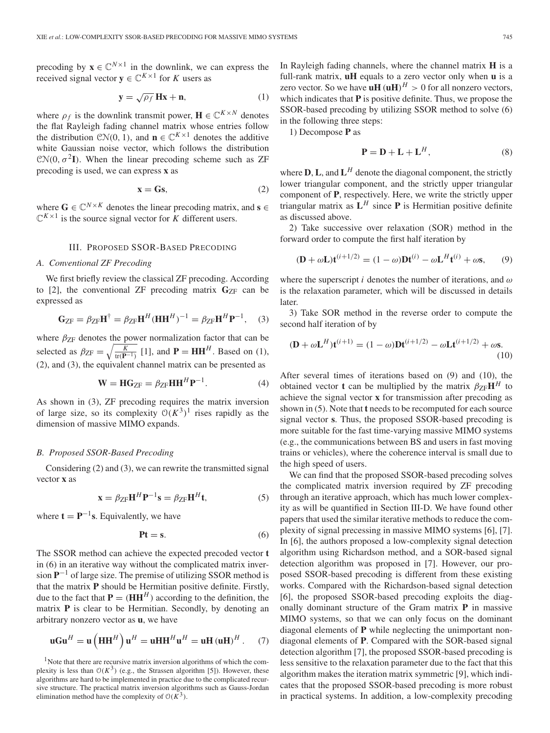precoding by $\mathbf{x} \in \mathbb{C}^{N\times 1}$ in the downlink, we can express the received signal vector $\mathbf{y} \in \mathbb{C}^{K\times 1}$ for $K$ users as

$$\mathbf{y} = \sqrt{\rho_f}\,\mathbf{H}\mathbf{x} + \mathbf{n}, \tag{1}$$

where $\rho_f$ is the downlink transmit power, $\mathbf{H} \in \mathbb{C}^{K\times N}$ denotes the flat Rayleigh fading channel matrix whose entries follow the distribution $\mathcal{CN}(0, 1)$, and $\mathbf{n} \in \mathbb{C}^{K\times 1}$ denotes the additive white Gaussian noise vector, which follows the distribution $\mathcal{CN}(0, \sigma^2\mathbf{I})$. When the linear precoding scheme such as ZF precoding is used, we can express $\mathbf{x}$ as

$$\mathbf{x} = \mathbf{G}\mathbf{s}, \tag{2}$$

where $\mathbf{G} \in \mathbb{C}^{N\times K}$ denotes the linear precoding matrix, and $\mathbf{s} \in \mathbb{C}^{K\times 1}$ is the source signal vector for $K$ different users.

## III. Proposed SSOR-Based Precoding

### A. Conventional ZF Precoding

We first briefly review the classical ZF precoding. According to [2], the conventional ZF precoding matrix $\mathbf{G}_{\text{ZF}}$ can be expressed as

$$\mathbf{G}_{\text{ZF}} = \beta_{\text{ZF}}\mathbf{H}^{\dagger} = \beta_{\text{ZF}}\mathbf{H}^H(\mathbf{H}\mathbf{H}^H)^{-1} = \beta_{\text{ZF}}\mathbf{H}^H\mathbf{P}^{-1}, \tag{3}$$

where $\beta_{\text{ZF}}$ denotes the power normalization factor that can be selected as $\beta_{\text{ZF}} = \sqrt{\frac{K}{\text{tr}(\mathbf{P}^{-1})}}$ [1], and $\mathbf{P} = \mathbf{H}\mathbf{H}^H$. Based on (1), (2), and (3), the equivalent channel matrix can be presented as

$$\mathbf{W} = \mathbf{H}\mathbf{G}_{\text{ZF}} = \beta_{\text{ZF}}\mathbf{H}\mathbf{H}^H\mathbf{P}^{-1}. \tag{4}$$

As shown in (3), ZF precoding requires the matrix inversion of large size, so its complexity $\mathcal{O}(K^3)$[1] rises rapidly as the dimension of massive MIMO expands.

### B. Proposed SSOR-Based Precoding

Considering (2) and (3), we can rewrite the transmitted signal vector $\mathbf{x}$ as

$$\mathbf{x} = \beta_{\text{ZF}}\mathbf{H}^H\mathbf{P}^{-1}\mathbf{s} = \beta_{\text{ZF}}\mathbf{H}^H\mathbf{t}, \tag{5}$$

where $\mathbf{t} = \mathbf{P}^{-1}\mathbf{s}$. Equivalently, we have

$$\mathbf{P}\mathbf{t} = \mathbf{s}. \tag{6}$$

The SSOR method can achieve the expected precoded vector $\mathbf{t}$ in (6) in an iterative way without the complicated matrix inversion $\mathbf{P}^{-1}$ of large size. The premise of utilizing SSOR method is that the matrix $\mathbf{P}$ should be Hermitian positive definite. Firstly, due to the fact that $\mathbf{P} = (\mathbf{H}\mathbf{H}^H)$ according to the definition, the matrix $\mathbf{P}$ is clear to be Hermitian. Secondly, by denoting an arbitrary nonzero vector as $\mathbf{u}$, we have

$$\mathbf{u}\mathbf{G}\mathbf{u}^H = \mathbf{u}\left(\mathbf{H}\mathbf{H}^H\right)\mathbf{u}^H = \mathbf{u}\mathbf{H}\mathbf{H}^H\mathbf{u}^H = \mathbf{u}\mathbf{H}\,(\mathbf{u}\mathbf{H})^H. \tag{7}$$

[1]Note that there are recursive matrix inversion algorithms of which the complexity is less than $\mathcal{O}(K^3)$ (e.g., the Strassen algorithm [5]). However, these algorithms are hard to be implemented in practice due to the complicated recursive structure. The practical matrix inversion algorithms such as Gauss-Jordan elimination method have the complexity of $\mathcal{O}(K^3)$.

In Rayleigh fading channels, where the channel matrix $\mathbf{H}$ is a full-rank matrix, $\mathbf{u}\mathbf{H}$ equals to a zero vector only when $\mathbf{u}$ is a zero vector. So we have $\mathbf{u}\mathbf{H}\,(\mathbf{u}\mathbf{H})^H > 0$ for all nonzero vectors, which indicates that $\mathbf{P}$ is positive definite. Thus, we propose the SSOR-based precoding by utilizing SSOR method to solve (6) in the following three steps:

1) Decompose $\mathbf{P}$ as

$$\mathbf{P} = \mathbf{D} + \mathbf{L} + \mathbf{L}^H, \tag{8}$$

where $\mathbf{D}$, $\mathbf{L}$, and $\mathbf{L}^H$ denote the diagonal component, the strictly lower triangular component, and the strictly upper triangular component of $\mathbf{P}$, respectively. Here, we write the strictly upper triangular matrix as $\mathbf{L}^H$ since $\mathbf{P}$ is Hermitian positive definite as discussed above.

2) Take successive over relaxation (SOR) method in the forward order to compute the first half iteration by

$$(\mathbf{D} + \omega\mathbf{L})\mathbf{t}^{(i+1/2)} = (1-\omega)\mathbf{D}\mathbf{t}^{(i)} - \omega\mathbf{L}^H\mathbf{t}^{(i)} + \omega\mathbf{s}, \tag{9}$$

where the superscript $i$ denotes the number of iterations, and $\omega$ is the relaxation parameter, which will be discussed in details later.

3) Take SOR method in the reverse order to compute the second half iteration of by

$$(\mathbf{D} + \omega\mathbf{L}^H)\mathbf{t}^{(i+1)} = (1-\omega)\mathbf{D}\mathbf{t}^{(i+1/2)} - \omega\mathbf{L}\mathbf{t}^{(i+1/2)} + \omega\mathbf{s}. \tag{10}$$

After several times of iterations based on (9) and (10), the obtained vector $\mathbf{t}$ can be multiplied by the matrix $\beta_{\text{ZF}}\mathbf{H}^H$ to achieve the signal vector $\mathbf{x}$ for transmission after precoding as shown in (5). Note that $\mathbf{t}$ needs to be recomputed for each source signal vector $\mathbf{s}$. Thus, the proposed SSOR-based precoding is more suitable for the fast time-varying massive MIMO systems (e.g., the communications between BS and users in fast moving trains or vehicles), where the coherence interval is small due to the high speed of users.

We can find that the proposed SSOR-based precoding solves the complicated matrix inversion required by ZF precoding through an iterative approach, which has much lower complexity as will be quantified in Section III-D. We have found other papers that used the similar iterative methods to reduce the complexity of signal precessing in massive MIMO systems [6], [7]. In [6], the authors proposed a low-complexity signal detection algorithm using Richardson method, and a SOR-based signal detection algorithm was proposed in [7]. However, our proposed SSOR-based precoding is different from these existing works. Compared with the Richardson-based signal detection [6], the proposed SSOR-based precoding exploits the diagonally dominant structure of the Gram matrix $\mathbf{P}$ in massive MIMO systems, so that we can only focus on the dominant diagonal elements of $\mathbf{P}$ while neglecting the unimportant nondiagonal elements of $\mathbf{P}$. Compared with the SOR-based signal detection algorithm [7], the proposed SSOR-based precoding is less sensitive to the relaxation parameter due to the fact that this algorithm makes the iteration matrix symmetric [9], which indicates that the proposed SSOR-based precoding is more robust in practical systems. In addition, a low-complexity precoding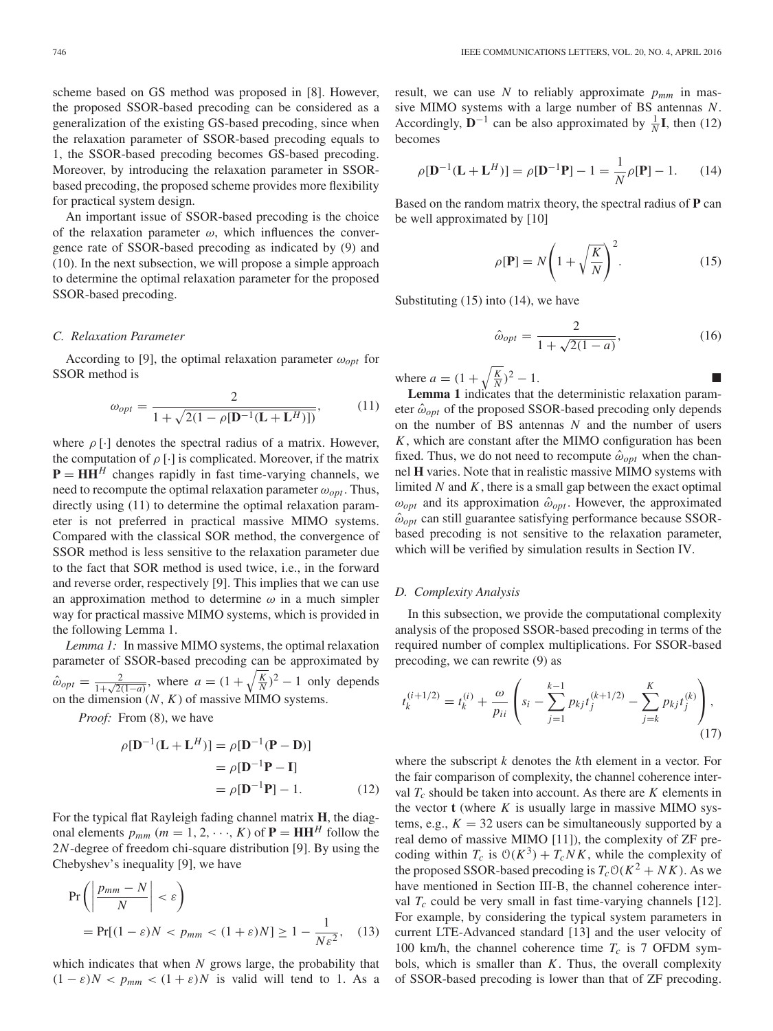scheme based on GS method was proposed in [8]. However, the proposed SSOR-based precoding can be considered as a generalization of the existing GS-based precoding, since when the relaxation parameter of SSOR-based precoding equals to 1, the SSOR-based precoding becomes GS-based precoding. Moreover, by introducing the relaxation parameter in SSOR-based precoding, the proposed scheme provides more flexibility for practical system design.

An important issue of SSOR-based precoding is the choice of the relaxation parameter $\omega$, which influences the convergence rate of SSOR-based precoding as indicated by (9) and (10). In the next subsection, we will propose a simple approach to determine the optimal relaxation parameter for the proposed SSOR-based precoding.

### C. Relaxation Parameter

According to [9], the optimal relaxation parameter $\omega_{opt}$ for SSOR method is

$$\omega_{opt} = \frac{2}{1+\sqrt{2(1-\rho[\mathbf{D}^{-1}(\mathbf{L}+\mathbf{L}^H)])}}, \tag{11}$$

where $\rho[\cdot]$ denotes the spectral radius of a matrix. However, the computation of $\rho[\cdot]$ is complicated. Moreover, if the matrix $\mathbf{P}=\mathbf{H}\mathbf{H}^H$ changes rapidly in fast time-varying channels, we need to recompute the optimal relaxation parameter $\omega_{opt}$. Thus, directly using (11) to determine the optimal relaxation parameter is not preferred in practical massive MIMO systems. Compared with the classical SOR method, the convergence of SSOR method is less sensitive to the relaxation parameter due to the fact that SOR method is used twice, i.e., in the forward and reverse order, respectively [9]. This implies that we can use an approximation method to determine $\omega$ in a much simpler way for practical massive MIMO systems, which is provided in the following Lemma 1.

*Lemma 1:* In massive MIMO systems, the optimal relaxation parameter of SSOR-based precoding can be approximated by $\hat{\omega}_{opt} = \frac{2}{1+\sqrt{2(1-a)}}$, where $a = (1+\sqrt{\frac{K}{N}})^2 - 1$ only depends on the dimension $(N, K)$ of massive MIMO systems.

*Proof:* From (8), we have

$$\begin{aligned}\rho[\mathbf{D}^{-1}(\mathbf{L}+\mathbf{L}^H)] &= \rho[\mathbf{D}^{-1}(\mathbf{P}-\mathbf{D})]\\ &= \rho[\mathbf{D}^{-1}\mathbf{P}-\mathbf{I}]\\ &= \rho[\mathbf{D}^{-1}\mathbf{P}]-1.\end{aligned} \tag{12}$$

For the typical flat Rayleigh fading channel matrix $\mathbf{H}$, the diagonal elements $p_{mm}$ $(m=1,2,\cdots,K)$ of $\mathbf{P}=\mathbf{H}\mathbf{H}^H$ follow the $2N$-degree of freedom chi-square distribution [9]. By using the Chebyshev's inequality [9], we have

$$\begin{aligned}&\Pr\left(\left|\frac{p_{mm}-N}{N}\right| < \varepsilon\right)\\ &= \Pr[(1-\varepsilon)N < p_{mm} < (1+\varepsilon)N] \geq 1-\frac{1}{N\varepsilon^2},\end{aligned} \tag{13}$$

which indicates that when $N$ grows large, the probability that $(1-\varepsilon)N < p_{mm} < (1+\varepsilon)N$ is valid will tend to 1. As a result, we can use $N$ to reliably approximate $p_{mm}$ in massive MIMO systems with a large number of BS antennas $N$. Accordingly, $\mathbf{D}^{-1}$ can be also approximated by $\frac{1}{N}\mathbf{I}$, then (12) becomes

$$\rho[\mathbf{D}^{-1}(\mathbf{L}+\mathbf{L}^H)] = \rho[\mathbf{D}^{-1}\mathbf{P}]-1 = \frac{1}{N}\rho[\mathbf{P}]-1. \tag{14}$$

Based on the random matrix theory, the spectral radius of $\mathbf{P}$ can be well approximated by [10]

$$\rho[\mathbf{P}] = N\left(1+\sqrt{\frac{K}{N}}\right)^2. \tag{15}$$

Substituting (15) into (14), we have

$$\hat{\omega}_{opt} = \frac{2}{1+\sqrt{2(1-a)}}, \tag{16}$$

where $a = (1+\sqrt{\frac{K}{N}})^2 - 1$. ■

**Lemma 1** indicates that the deterministic relaxation parameter $\hat{\omega}_{opt}$ of the proposed SSOR-based precoding only depends on the number of BS antennas $N$ and the number of users $K$, which are constant after the MIMO configuration has been fixed. Thus, we do not need to recompute $\hat{\omega}_{opt}$ when the channel $\mathbf{H}$ varies. Note that in realistic massive MIMO systems with limited $N$ and $K$, there is a small gap between the exact optimal $\omega_{opt}$ and its approximation $\hat{\omega}_{opt}$. However, the approximated $\hat{\omega}_{opt}$ can still guarantee satisfying performance because SSOR-based precoding is not sensitive to the relaxation parameter, which will be verified by simulation results in Section IV.

### D. Complexity Analysis

In this subsection, we provide the computational complexity analysis of the proposed SSOR-based precoding in terms of the required number of complex multiplications. For SSOR-based precoding, we can rewrite (9) as

$$t_k^{(i+1/2)} = t_k^{(i)} + \frac{\omega}{p_{ii}}\left(s_i - \sum_{j=1}^{k-1} p_{kj}t_j^{(k+1/2)} - \sum_{j=k}^{K} p_{kj}t_j^{(k)}\right), \tag{17}$$

where the subscript $k$ denotes the $k$th element in a vector. For the fair comparison of complexity, the channel coherence interval $T_c$ should be taken into account. As there are $K$ elements in the vector $\mathbf{t}$ (where $K$ is usually large in massive MIMO systems, e.g., $K=32$ users can be simultaneously supported by a real demo of massive MIMO [11]), the complexity of ZF precoding within $T_c$ is $\mathcal{O}(K^3)+T_cNK$, while the complexity of the proposed SSOR-based precoding is $T_c\mathcal{O}(K^2+NK)$. As we have mentioned in Section III-B, the channel coherence interval $T_c$ could be very small in fast time-varying channels [12]. For example, by considering the typical system parameters in current LTE-Advanced standard [13] and the user velocity of 100 km/h, the channel coherence time $T_c$ is 7 OFDM symbols, which is smaller than $K$. Thus, the overall complexity of SSOR-based precoding is lower than that of ZF precoding.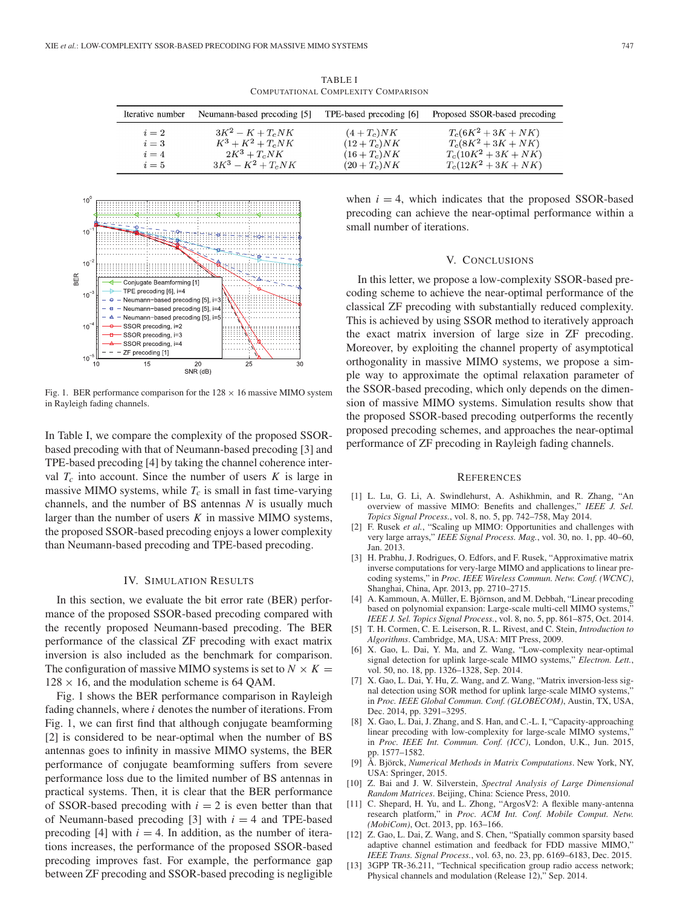TABLE I
COMPUTATIONAL COMPLEXITY COMPARISON

| Iterative number | Neumann-based precoding [5] | TPE-based precoding [6] | Proposed SSOR-based precoding |
|---|---|---|---|
| $i=2$ | $3K^2 - K + T_c NK$ | $(4+T_c)NK$ | $T_c(6K^2+3K+NK)$ |
| $i=3$ | $K^3 + K^2 + T_c NK$ | $(12+T_c)NK$ | $T_c(8K^2+3K+NK)$ |
| $i=4$ | $2K^3 + T_c NK$ | $(16+T_c)NK$ | $T_c(10K^2+3K+NK)$ |
| $i=5$ | $3K^3 - K^2 + T_c NK$ | $(20+T_c)NK$ | $T_c(12K^2+3K+NK)$ |

BER
SNR (dB)
$10^0$
$10^{-1}$
$10^{-2}$
$10^{-3}$
$10^{-4}$
$10^{-5}$
10
15
20
25
30
Conjugate Beamforming [1]
TPE precoding [6], i=4
Neumann-based precoding [5], i=3
Neumann-based precoding [5], i=4
Neumann-based precoding [5], i=5
SSOR precoding, i=2
SSOR precoding, i=3
SSOR precoding, i=4
ZF precoding [1]

Fig. 1. BER performance comparison for the 128 × 16 massive MIMO system in Rayleigh fading channels.

In Table I, we compare the complexity of the proposed SSOR-based precoding with that of Neumann-based precoding [3] and TPE-based precoding [4] by taking the channel coherence interval $T_c$ into account. Since the number of users $K$ is large in massive MIMO systems, while $T_c$ is small in fast time-varying channels, and the number of BS antennas $N$ is usually much larger than the number of users $K$ in massive MIMO systems, the proposed SSOR-based precoding enjoys a lower complexity than Neumann-based precoding and TPE-based precoding.

## IV. SIMULATION RESULTS

In this section, we evaluate the bit error rate (BER) performance of the proposed SSOR-based precoding compared with the recently proposed Neumann-based precoding. The BER performance of the classical ZF precoding with exact matrix inversion is also included as the benchmark for comparison. The configuration of massive MIMO systems is set to $N \times K = 128 \times 16$, and the modulation scheme is 64 QAM.

Fig. 1 shows the BER performance comparison in Rayleigh fading channels, where $i$ denotes the number of iterations. From Fig. 1, we can first find that although conjugate beamforming [2] is considered to be near-optimal when the number of BS antennas goes to infinity in massive MIMO systems, the BER performance of conjugate beamforming suffers from severe performance loss due to the limited number of BS antennas in practical systems. Then, it is clear that the BER performance of SSOR-based precoding with $i=2$ is even better than that of Neumann-based precoding [3] with $i=4$ and TPE-based precoding [4] with $i=4$. In addition, as the number of iterations increases, the performance of the proposed SSOR-based precoding improves fast. For example, the performance gap between ZF precoding and SSOR-based precoding is negligible when $i=4$, which indicates that the proposed SSOR-based precoding can achieve the near-optimal performance within a small number of iterations.

## V. CONCLUSIONS

In this letter, we propose a low-complexity SSOR-based precoding scheme to achieve the near-optimal performance of the classical ZF precoding with substantially reduced complexity. This is achieved by using SSOR method to iteratively approach the exact matrix inversion of large size in ZF precoding. Moreover, by exploiting the channel property of asymptotical orthogonality in massive MIMO systems, we propose a simple way to approximate the optimal relaxation parameter of the SSOR-based precoding, which only depends on the dimension of massive MIMO systems. Simulation results show that the proposed SSOR-based precoding outperforms the recently proposed precoding schemes, and approaches the near-optimal performance of ZF precoding in Rayleigh fading channels.

## REFERENCES

[1] L. Lu, G. Li, A. Swindlehurst, A. Ashikhmin, and R. Zhang, "An overview of massive MIMO: Benefits and challenges," *IEEE J. Sel. Topics Signal Process.*, vol. 8, no. 5, pp. 742–758, May 2014.

[2] F. Rusek *et al.*, "Scaling up MIMO: Opportunities and challenges with very large arrays," *IEEE Signal Process. Mag.*, vol. 30, no. 1, pp. 40–60, Jan. 2013.

[3] H. Prabhu, J. Rodrigues, O. Edfors, and F. Rusek, "Approximative matrix inverse computations for very-large MIMO and applications to linear pre-coding systems," in *Proc. IEEE Wireless Commun. Netw. Conf. (WCNC)*, Shanghai, China, Apr. 2013, pp. 2710–2715.

[4] A. Kammoun, A. Müller, E. Björnson, and M. Debbah, "Linear precoding based on polynomial expansion: Large-scale multi-cell MIMO systems," *IEEE J. Sel. Topics Signal Process.*, vol. 8, no. 5, pp. 861–875, Oct. 2014.

[5] T. H. Cormen, C. E. Leiserson, R. L. Rivest, and C. Stein, *Introduction to Algorithms*. Cambridge, MA, USA: MIT Press, 2009.

[6] X. Gao, L. Dai, Y. Ma, and Z. Wang, "Low-complexity near-optimal signal detection for uplink large-scale MIMO systems," *Electron. Lett.*, vol. 50, no. 18, pp. 1326–1328, Sep. 2014.

[7] X. Gao, L. Dai, C. Yuen, and Z. Wang, "Matrix inversion-less signal detection using SOR method for uplink large-scale MIMO systems," in *Proc. IEEE Global Commun. Conf. (GLOBECOM)*, Austin, TX, USA, Dec. 2014, pp. 3291–3295.

[8] X. Gao, L. Dai, J. Zhang, and S. Han, and C.-L. I, "Capacity-approaching linear precoding with low-complexity for large-scale MIMO systems," in *Proc. IEEE Int. Commun. Conf. (ICC)*, London, U.K., Jun. 2015, pp. 1577–1582.

[9] Å. Björck, *Numerical Methods in Matrix Computations*. New York, NY, USA: Springer, 2015.

[10] Z. Bai and J. W. Silverstein, *Spectral Analysis of Large Dimensional Random Matrices*. Beijing, China: Science Press, 2010.

[11] C. Shepard, H. Yu, and L. Zhong, "ArgosV2: A flexible many-antenna research platform," in *Proc. ACM Int. Conf. Mobile Comput. Netw. (MobiCom)*, Oct. 2013, pp. 163–166.

[12] Z. Gao, L. Dai, Z. Wang, and S. Chen, "Spatially common sparsity based adaptive channel estimation and feedback for FDD massive MIMO," *IEEE Trans. Signal Process.*, vol. 63, no. 23, pp. 6169–6183, Dec. 2015.

[13] 3GPP TR-36.211, "Technical specification group radio access network; Physical channels and modulation (Release 12)," Sep. 2014.